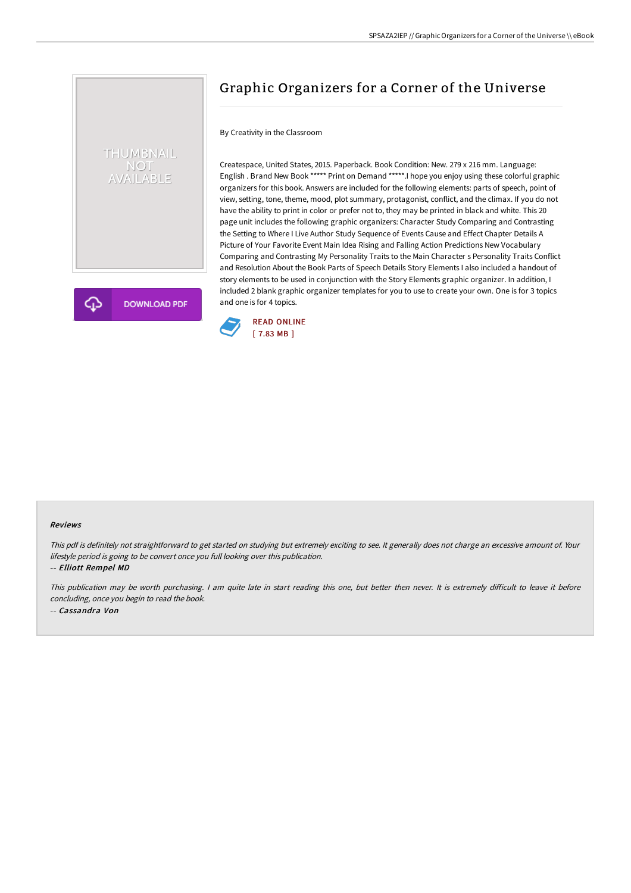# Graphic Organizers for a Corner of the Universe

By Creativity in the Classroom

Createspace, United States, 2015. Paperback. Book Condition: New. 279 x 216 mm. Language: English . Brand New Book ***** Print on Demand *****.I hope you enjoy using these colorful graphic organizers for this book. Answers are included for the following elements: parts of speech, point of view, setting, tone, theme, mood, plot summary, protagonist, conflict, and the climax. If you do not have the ability to print in color or prefer not to, they may be printed in black and white. This 20 page unit includes the following graphic organizers: Character Study Comparing and Contrasting the Setting to Where I Live Author Study Sequence of Events Cause and Effect Chapter Details A Picture of Your Favorite Event Main Idea Rising and Falling Action Predictions New Vocabulary Comparing and Contrasting My Personality Traits to the Main Character s Personality Traits Conflict and Resolution About the Book Parts of Speech Details Story Elements I also included a handout of story elements to be used in conjunction with the Story Elements graphic organizer. In addition, I included 2 blank graphic organizer templates for you to use to create your own. One is for 3 topics and one is for 4 topics.

DOWNLOAD PDF

READ ONLINE
[ 7.83 MB ]

### Reviews

*This pdf is definitely not straightforward to get started on studying but extremely exciting to see. It generally does not charge an excessive amount of. Your lifestyle period is going to be convert once you full looking over this publication.*

-- ***Elliott Rempel MD***

*This publication may be worth purchasing. I am quite late in start reading this one, but better then never. It is extremely difficult to leave it before concluding, once you begin to read the book.*

-- ***Cassandra Von***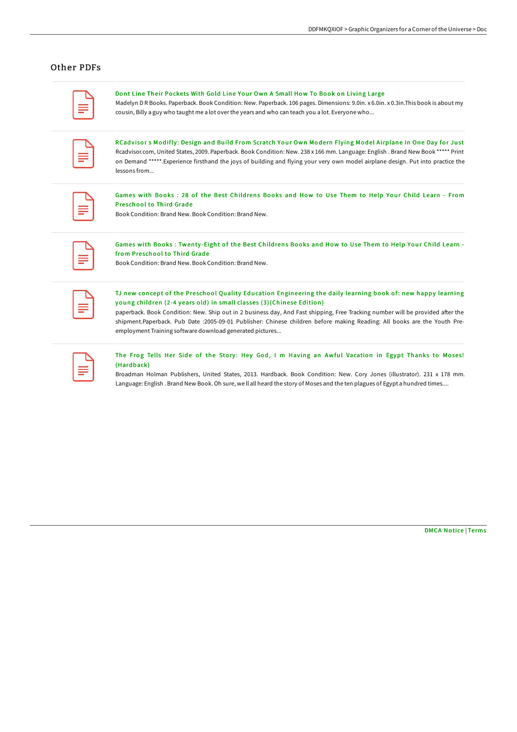## Other PDFs

**Dont Line Their Pockets With Gold Line Your Own A Small How To Book on Living Large**

Madelyn D R Books. Paperback. Book Condition: New. Paperback. 106 pages. Dimensions: 9.0in. x 6.0in. x 0.3in.This book is about my cousin, Billy a guy who taught me a lot over the years and who can teach you a lot. Everyone who...

**RCadvisor s Modifly: Design and Build From Scratch Your Own Modern Flying Model Airplane In One Day for Just**

Rcadvisor.com, United States, 2009. Paperback. Book Condition: New. 238 x 166 mm. Language: English . Brand New Book ***** Print on Demand *****.Experience firsthand the joys of building and flying your very own model airplane design. Put into practice the lessons from...

**Games with Books : 28 of the Best Childrens Books and How to Use Them to Help Your Child Learn - From Preschool to Third Grade**

Book Condition: Brand New. Book Condition: Brand New.

**Games with Books : Twenty-Eight of the Best Childrens Books and How to Use Them to Help Your Child Learn - from Preschool to Third Grade**

Book Condition: Brand New. Book Condition: Brand New.

**TJ new concept of the Preschool Quality Education Engineering the daily learning book of: new happy learning young children (2-4 years old) in small classes (3)(Chinese Edition)**

paperback. Book Condition: New. Ship out in 2 business day, And Fast shipping, Free Tracking number will be provided after the shipment.Paperback. Pub Date :2005-09-01 Publisher: Chinese children before making Reading: All books are the Youth Pre-employment Training software download generated pictures...

**The Frog Tells Her Side of the Story: Hey God, I m Having an Awful Vacation in Egypt Thanks to Moses! (Hardback)**

Broadman Holman Publishers, United States, 2013. Hardback. Book Condition: New. Cory Jones (illustrator). 231 x 178 mm. Language: English . Brand New Book. Oh sure, we ll all heard the story of Moses and the ten plagues of Egypt a hundred times....